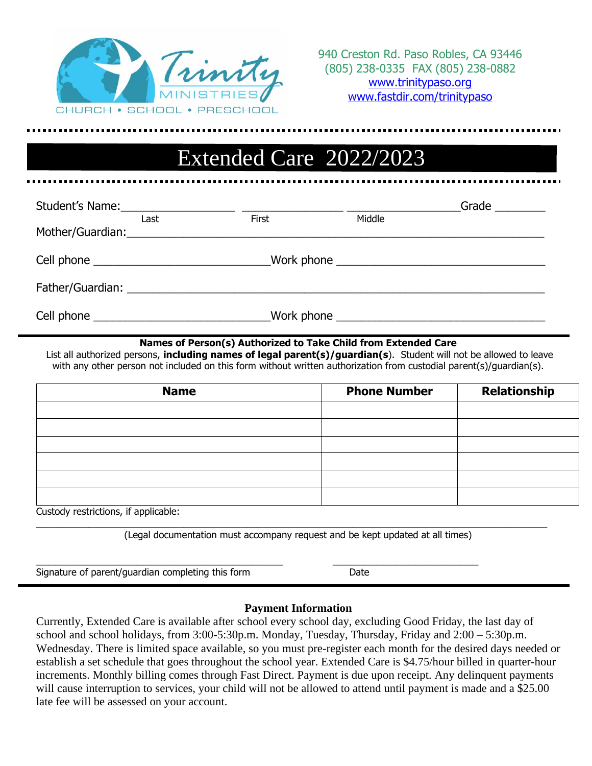Trinity MINISTRIES
CHURCH • SCHOOL • PRESCHOOL

940 Creston Rd. Paso Robles, CA 93446
(805) 238-0335 FAX (805) 238-0882
www.trinitypaso.org
www.fastdir.com/trinitypaso

# Extended Care 2022/2023

Student's Name:\_\_\_\_\_\_\_\_\_\_\_\_\_\_\_\_\_\_ \_\_\_\_\_\_\_\_\_\_\_\_\_\_\_\_ \_\_\_\_\_\_\_\_\_\_\_\_\_\_\_\_\_\_Grade \_\_\_\_\_\_\_\_
Last First Middle

Mother/Guardian:\_\_\_\_\_\_\_\_\_\_\_\_\_\_\_\_\_\_\_\_\_\_\_\_\_\_\_\_\_\_\_\_\_\_\_\_\_\_\_\_\_\_\_\_\_\_\_\_\_\_\_\_\_\_\_\_\_\_

Cell phone \_\_\_\_\_\_\_\_\_\_\_\_\_\_\_\_\_\_\_\_\_\_\_\_\_\_\_\_Work phone \_\_\_\_\_\_\_\_\_\_\_\_\_\_\_\_\_\_\_\_\_\_\_\_\_\_\_\_\_\_\_\_\_

Father/Guardian: \_\_\_\_\_\_\_\_\_\_\_\_\_\_\_\_\_\_\_\_\_\_\_\_\_\_\_\_\_\_\_\_\_\_\_\_\_\_\_\_\_\_\_\_\_\_\_\_\_\_\_\_\_\_\_\_\_\_

Cell phone \_\_\_\_\_\_\_\_\_\_\_\_\_\_\_\_\_\_\_\_\_\_\_\_\_\_\_\_Work phone \_\_\_\_\_\_\_\_\_\_\_\_\_\_\_\_\_\_\_\_\_\_\_\_\_\_\_\_\_\_\_\_\_

**Names of Person(s) Authorized to Take Child from Extended Care**

List all authorized persons, **including names of legal parent(s)/guardian(s**). Student will not be allowed to leave with any other person not included on this form without written authorization from custodial parent(s)/guardian(s).

| Name | Phone Number | Relationship |
|---|---|---|
| | | |
| | | |
| | | |
| | | |
| | | |
| | | |

Custody restrictions, if applicable:

\_\_\_\_\_\_\_\_\_\_\_\_\_\_\_\_\_\_\_\_\_\_\_\_\_\_\_\_\_\_\_\_\_\_\_\_\_\_\_\_\_\_\_\_\_\_\_\_\_\_\_\_\_\_\_\_\_\_\_\_\_\_\_\_\_\_\_\_\_\_\_\_\_\_\_\_\_\_

(Legal documentation must accompany request and be kept updated at all times)

\_\_\_\_\_\_\_\_\_\_\_\_\_\_\_\_\_\_\_\_\_\_\_\_\_\_\_\_\_\_\_\_\_\_\_\_\_\_\_\_ \_\_\_\_\_\_\_\_\_\_\_\_\_\_\_\_\_\_\_\_\_\_\_\_\_
Signature of parent/guardian completing this form Date

**Payment Information**

Currently, Extended Care is available after school every school day, excluding Good Friday, the last day of school and school holidays, from 3:00-5:30p.m. Monday, Tuesday, Thursday, Friday and 2:00 – 5:30p.m. Wednesday. There is limited space available, so you must pre-register each month for the desired days needed or establish a set schedule that goes throughout the school year. Extended Care is $4.75/hour billed in quarter-hour increments. Monthly billing comes through Fast Direct. Payment is due upon receipt. Any delinquent payments will cause interruption to services, your child will not be allowed to attend until payment is made and a $25.00 late fee will be assessed on your account.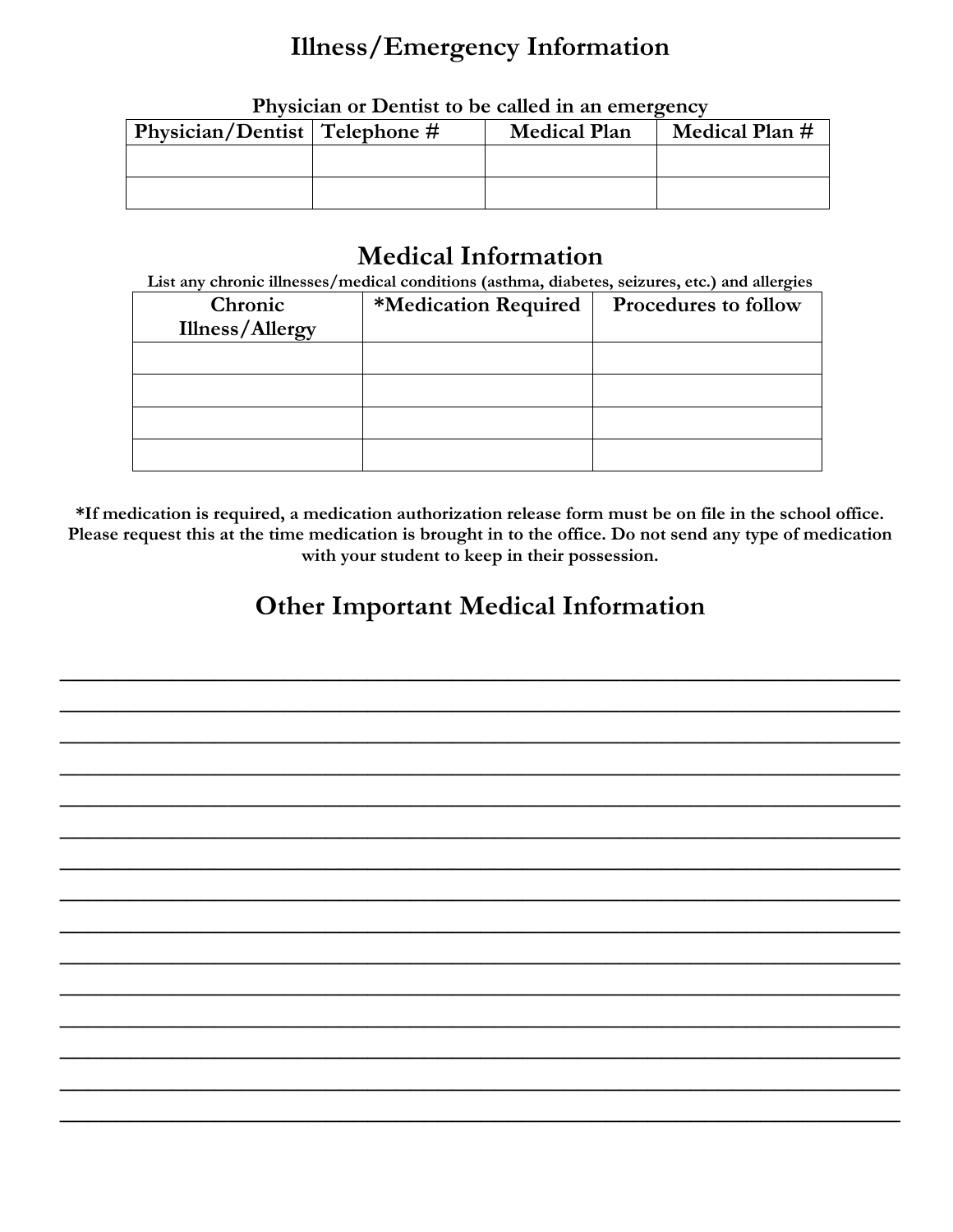# Illness/Emergency Information

**Physician or Dentist to be called in an emergency**

| Physician/Dentist | Telephone # | Medical Plan | Medical Plan # |
|---|---|---|---|
| | | | |
| | | | |

## Medical Information

**List any chronic illnesses/medical conditions (asthma, diabetes, seizures, etc.) and allergies**

| Chronic Illness/Allergy | *Medication Required | Procedures to follow |
|---|---|---|
| | | |
| | | |
| | | |
| | | |

**\*If medication is required, a medication authorization release form must be on file in the school office. Please request this at the time medication is brought in to the office. Do not send any type of medication with your student to keep in their possession.**

## Other Important Medical Information

______________________________________________________________________________

______________________________________________________________________________

______________________________________________________________________________

______________________________________________________________________________

______________________________________________________________________________

______________________________________________________________________________

______________________________________________________________________________

______________________________________________________________________________

______________________________________________________________________________

______________________________________________________________________________

______________________________________________________________________________

______________________________________________________________________________

______________________________________________________________________________

______________________________________________________________________________

______________________________________________________________________________